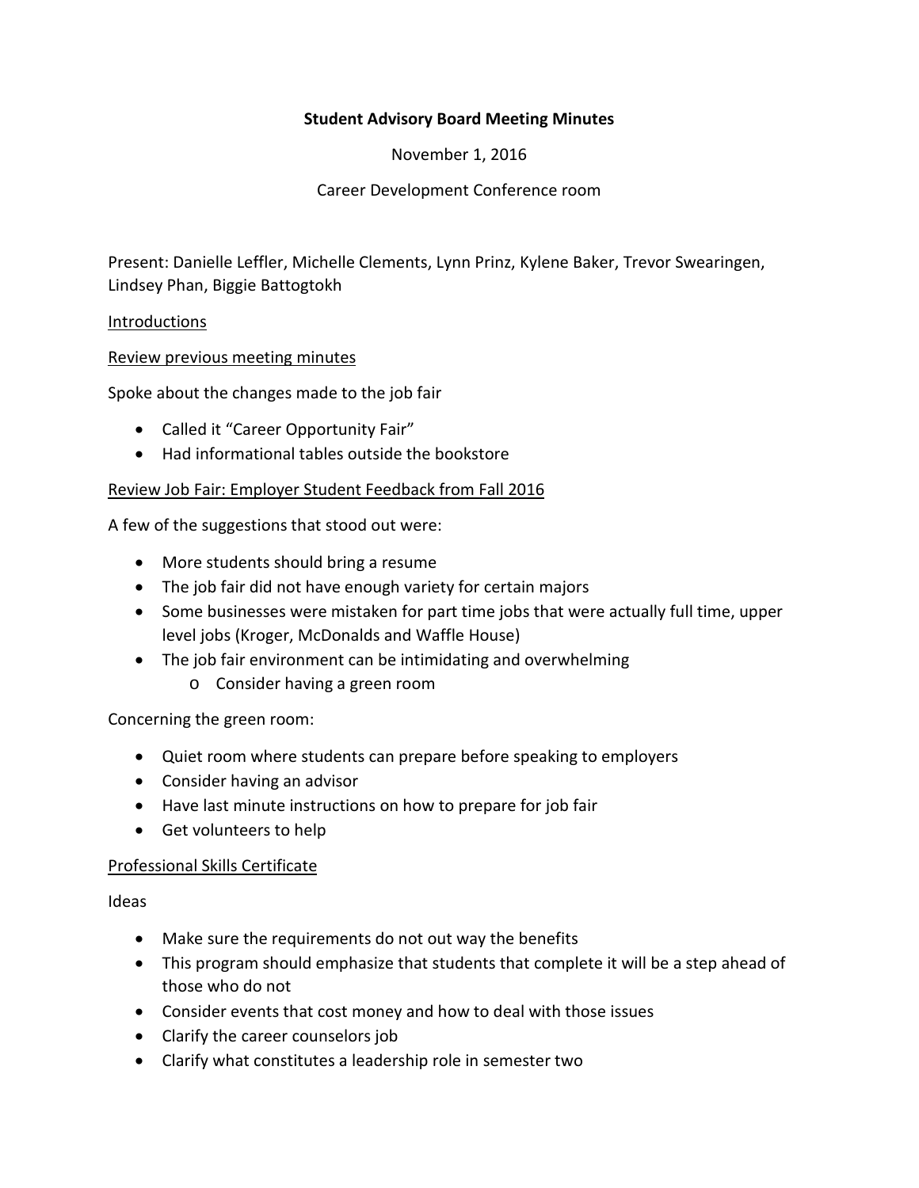# Student Advisory Board Meeting Minutes

November 1, 2016

Career Development Conference room

Present: Danielle Leffler, Michelle Clements, Lynn Prinz, Kylene Baker, Trevor Swearingen, Lindsey Phan, Biggie Battogtokh

## Introductions

## Review previous meeting minutes

Spoke about the changes made to the job fair

- Called it "Career Opportunity Fair"
- Had informational tables outside the bookstore

## Review Job Fair: Employer Student Feedback from Fall 2016

A few of the suggestions that stood out were:

- More students should bring a resume
- The job fair did not have enough variety for certain majors
- Some businesses were mistaken for part time jobs that were actually full time, upper level jobs (Kroger, McDonalds and Waffle House)
- The job fair environment can be intimidating and overwhelming
    - Consider having a green room

Concerning the green room:

- Quiet room where students can prepare before speaking to employers
- Consider having an advisor
- Have last minute instructions on how to prepare for job fair
- Get volunteers to help

## Professional Skills Certificate

Ideas

- Make sure the requirements do not out way the benefits
- This program should emphasize that students that complete it will be a step ahead of those who do not
- Consider events that cost money and how to deal with those issues
- Clarify the career counselors job
- Clarify what constitutes a leadership role in semester two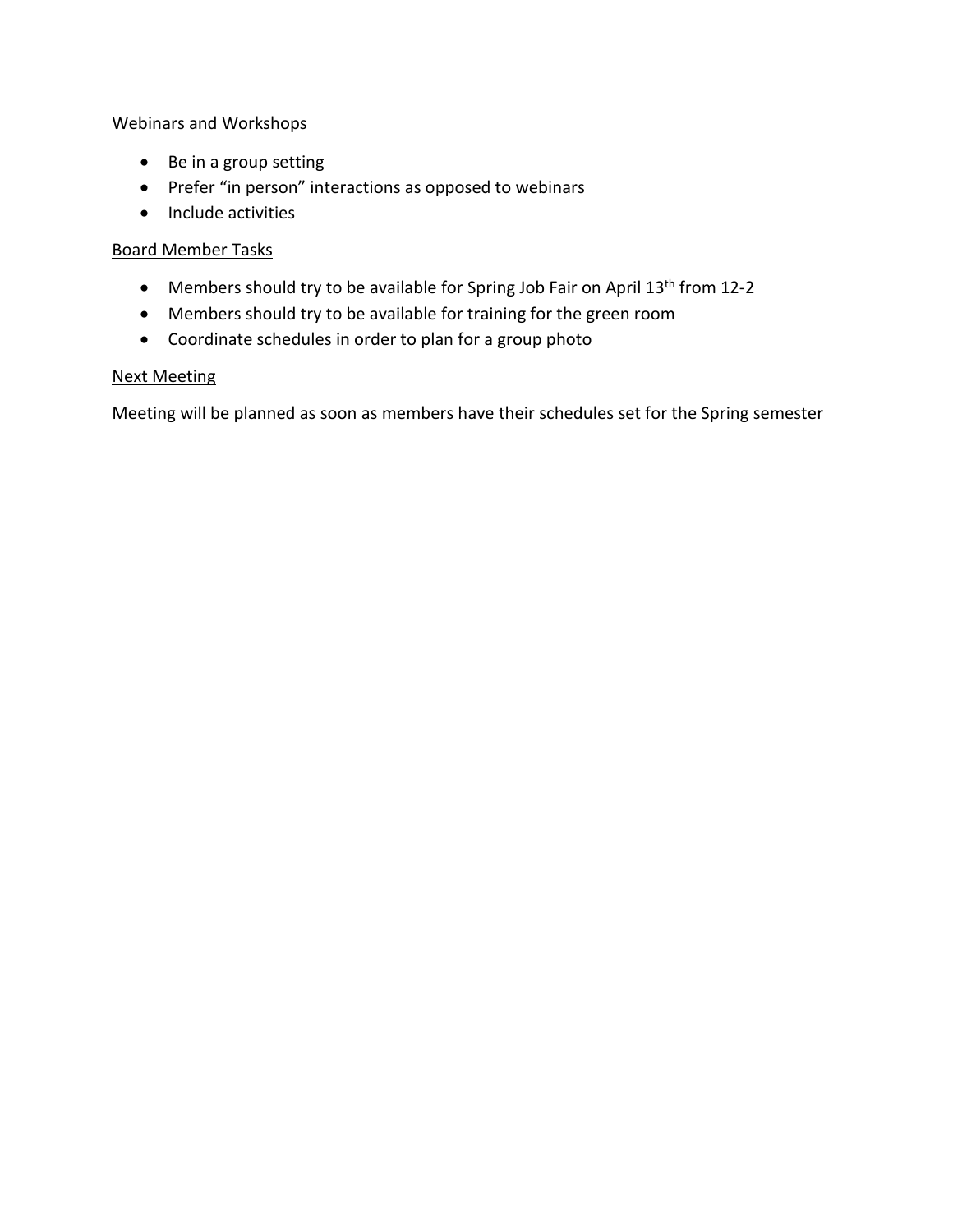Webinars and Workshops

- Be in a group setting
- Prefer "in person" interactions as opposed to webinars
- Include activities

## Board Member Tasks

- Members should try to be available for Spring Job Fair on April 13th from 12-2
- Members should try to be available for training for the green room
- Coordinate schedules in order to plan for a group photo

## Next Meeting

Meeting will be planned as soon as members have their schedules set for the Spring semester